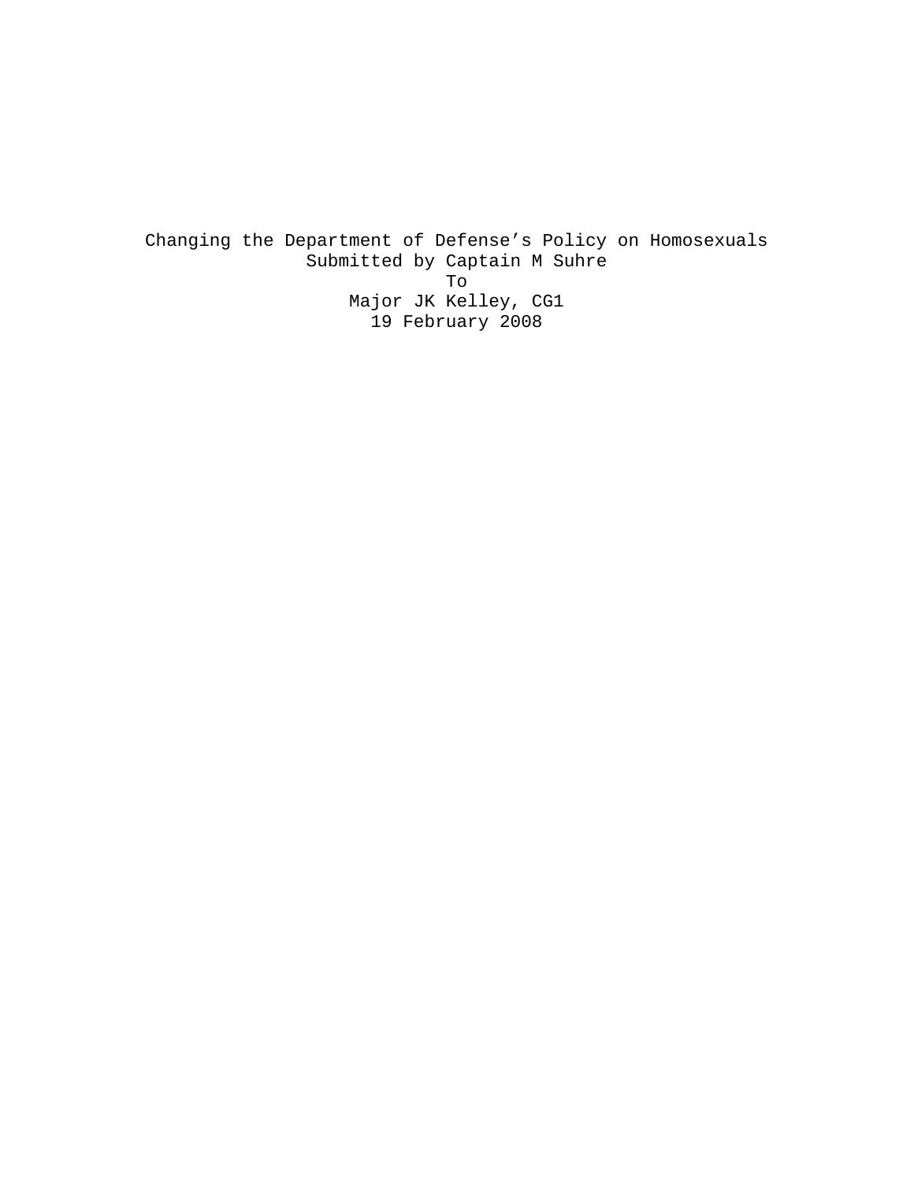Changing the Department of Defense's Policy on Homosexuals

Submitted by Captain M Suhre

To

Major JK Kelley, CG1

19 February 2008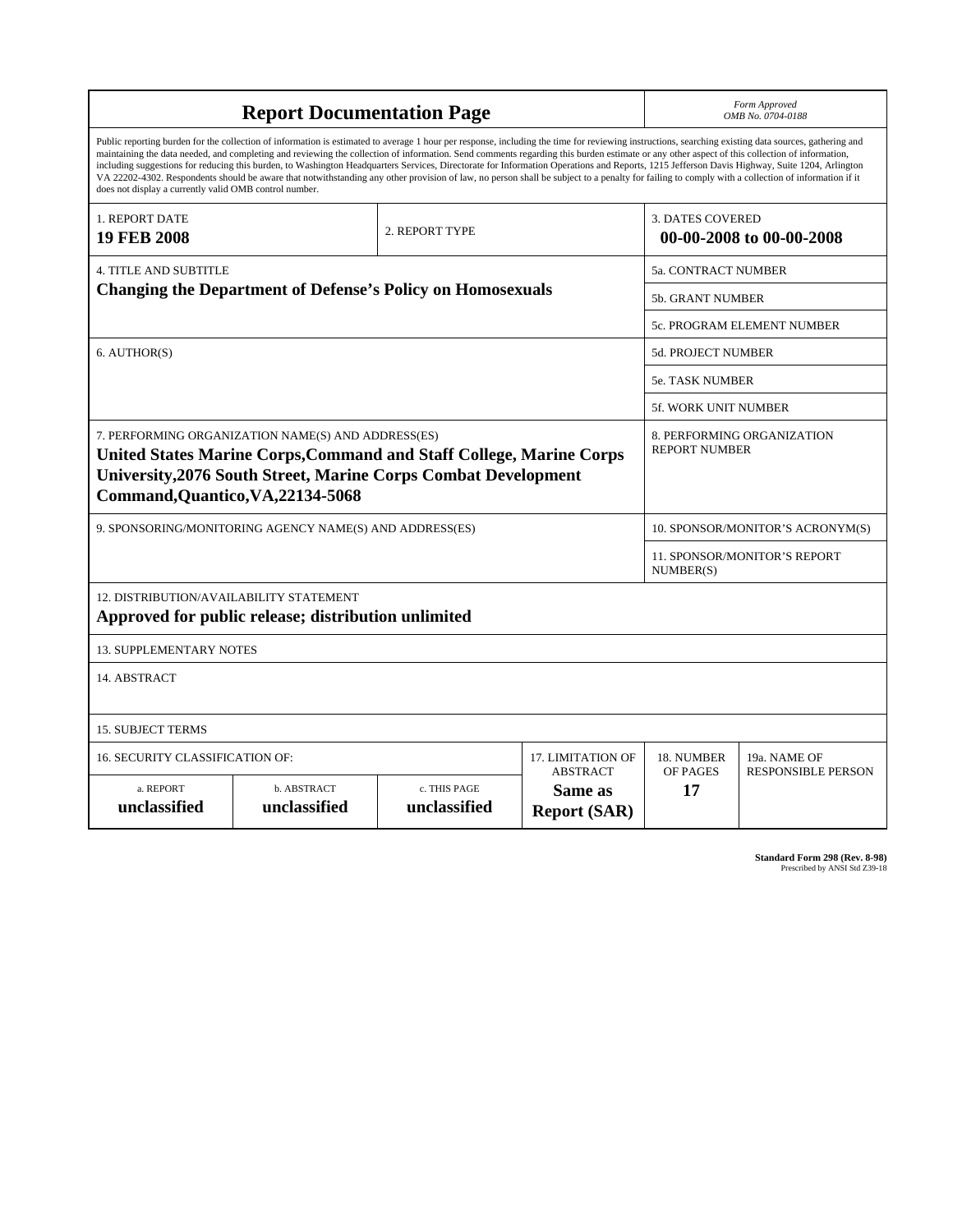# Report Documentation Page

*Form Approved*
*OMB No. 0704-0188*

Public reporting burden for the collection of information is estimated to average 1 hour per response, including the time for reviewing instructions, searching existing data sources, gathering and maintaining the data needed, and completing and reviewing the collection of information. Send comments regarding this burden estimate or any other aspect of this collection of information, including suggestions for reducing this burden, to Washington Headquarters Services, Directorate for Information Operations and Reports, 1215 Jefferson Davis Highway, Suite 1204, Arlington VA 22202-4302. Respondents should be aware that notwithstanding any other provision of law, no person shall be subject to a penalty for failing to comply with a collection of information if it does not display a currently valid OMB control number.

| | | |
|---|---|---|
| 1. REPORT DATE<br>**19 FEB 2008** | 2. REPORT TYPE | 3. DATES COVERED<br>**00-00-2008 to 00-00-2008** |
| 4. TITLE AND SUBTITLE<br>**Changing the Department of Defense's Policy on Homosexuals** | | 5a. CONTRACT NUMBER |
| | | 5b. GRANT NUMBER |
| | | 5c. PROGRAM ELEMENT NUMBER |
| 6. AUTHOR(S) | | 5d. PROJECT NUMBER |
| | | 5e. TASK NUMBER |
| | | 5f. WORK UNIT NUMBER |
| 7. PERFORMING ORGANIZATION NAME(S) AND ADDRESS(ES)<br>**United States Marine Corps,Command and Staff College, Marine Corps University,2076 South Street, Marine Corps Combat Development Command,Quantico,VA,22134-5068** | | 8. PERFORMING ORGANIZATION REPORT NUMBER |
| 9. SPONSORING/MONITORING AGENCY NAME(S) AND ADDRESS(ES) | | 10. SPONSOR/MONITOR'S ACRONYM(S) |
| | | 11. SPONSOR/MONITOR'S REPORT NUMBER(S) |

12. DISTRIBUTION/AVAILABILITY STATEMENT
**Approved for public release; distribution unlimited**

13. SUPPLEMENTARY NOTES

14. ABSTRACT

15. SUBJECT TERMS

| 16. SECURITY CLASSIFICATION OF: | | | 17. LIMITATION OF ABSTRACT | 18. NUMBER OF PAGES | 19a. NAME OF RESPONSIBLE PERSON |
|---|---|---|---|---|---|
| a. REPORT<br>**unclassified** | b. ABSTRACT<br>**unclassified** | c. THIS PAGE<br>**unclassified** | **Same as Report (SAR)** | **17** | |

**Standard Form 298 (Rev. 8-98)**
Prescribed by ANSI Std Z39-18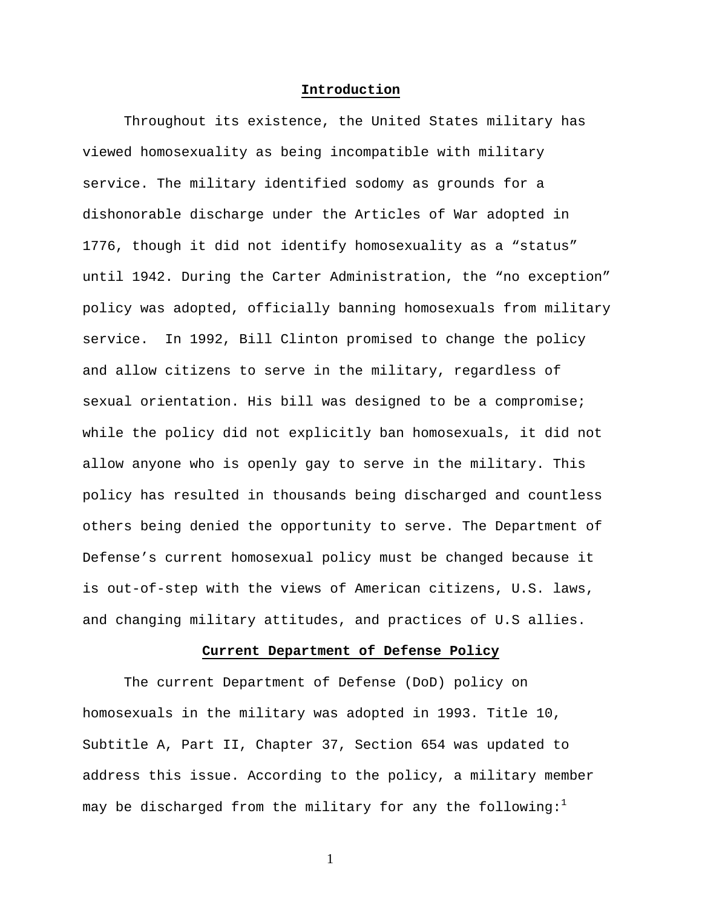## Introduction

Throughout its existence, the United States military has viewed homosexuality as being incompatible with military service. The military identified sodomy as grounds for a dishonorable discharge under the Articles of War adopted in 1776, though it did not identify homosexuality as a “status” until 1942. During the Carter Administration, the “no exception” policy was adopted, officially banning homosexuals from military service.  In 1992, Bill Clinton promised to change the policy and allow citizens to serve in the military, regardless of sexual orientation. His bill was designed to be a compromise; while the policy did not explicitly ban homosexuals, it did not allow anyone who is openly gay to serve in the military. This policy has resulted in thousands being discharged and countless others being denied the opportunity to serve. The Department of Defense’s current homosexual policy must be changed because it is out-of-step with the views of American citizens, U.S. laws, and changing military attitudes, and practices of U.S allies.

## Current Department of Defense Policy

The current Department of Defense (DoD) policy on homosexuals in the military was adopted in 1993. Title 10, Subtitle A, Part II, Chapter 37, Section 654 was updated to address this issue. According to the policy, a military member may be discharged from the military for any the following:[1]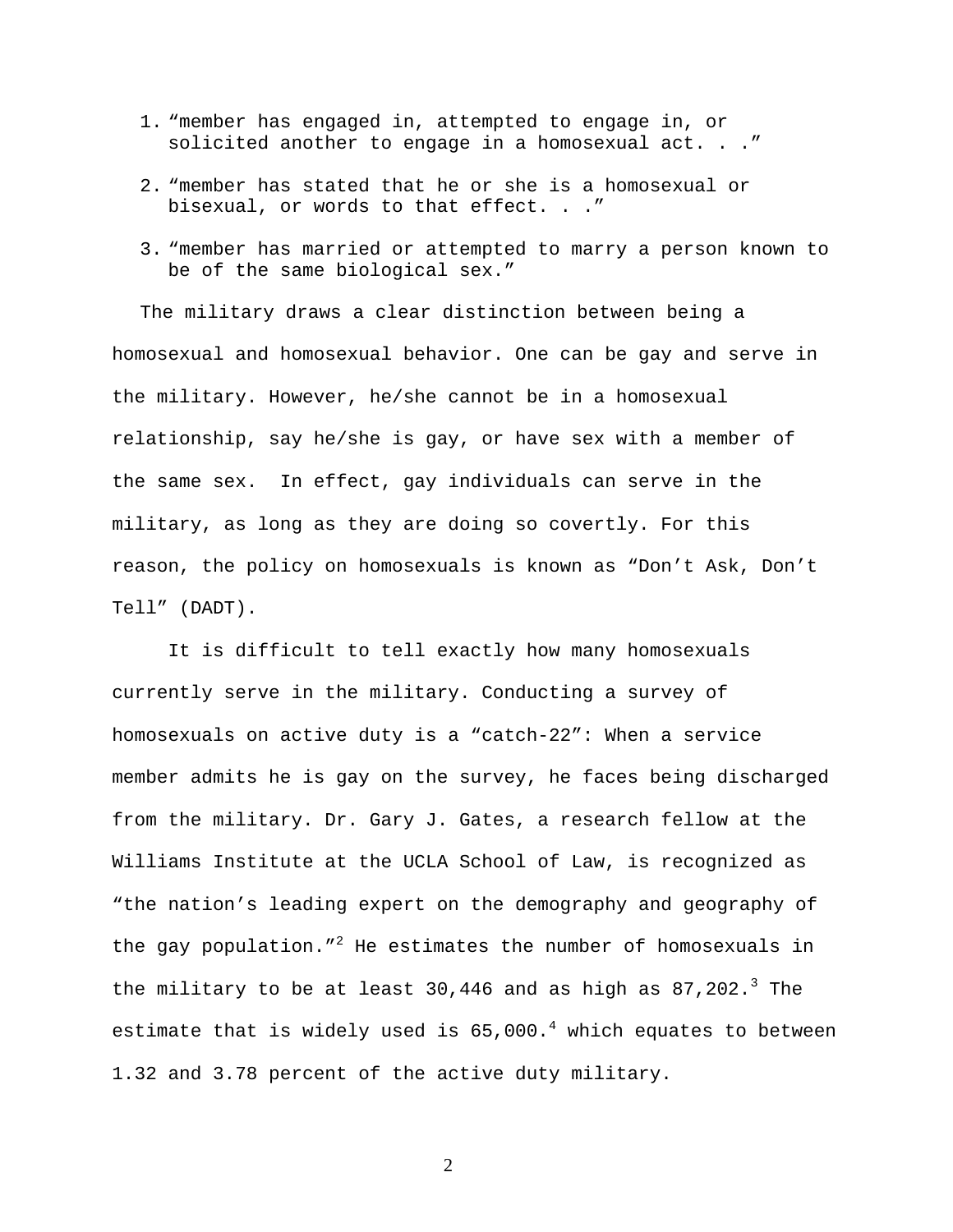1. “member has engaged in, attempted to engage in, or solicited another to engage in a homosexual act. . .”
2. “member has stated that he or she is a homosexual or bisexual, or words to that effect. . .”
3. “member has married or attempted to marry a person known to be of the same biological sex.”

The military draws a clear distinction between being a homosexual and homosexual behavior. One can be gay and serve in the military. However, he/she cannot be in a homosexual relationship, say he/she is gay, or have sex with a member of the same sex. In effect, gay individuals can serve in the military, as long as they are doing so covertly. For this reason, the policy on homosexuals is known as “Don’t Ask, Don’t Tell” (DADT).

It is difficult to tell exactly how many homosexuals currently serve in the military. Conducting a survey of homosexuals on active duty is a “catch-22”: When a service member admits he is gay on the survey, he faces being discharged from the military. Dr. Gary J. Gates, a research fellow at the Williams Institute at the UCLA School of Law, is recognized as “the nation’s leading expert on the demography and geography of the gay population.”[2] He estimates the number of homosexuals in the military to be at least 30,446 and as high as 87,202.[3] The estimate that is widely used is 65,000.[4] which equates to between 1.32 and 3.78 percent of the active duty military.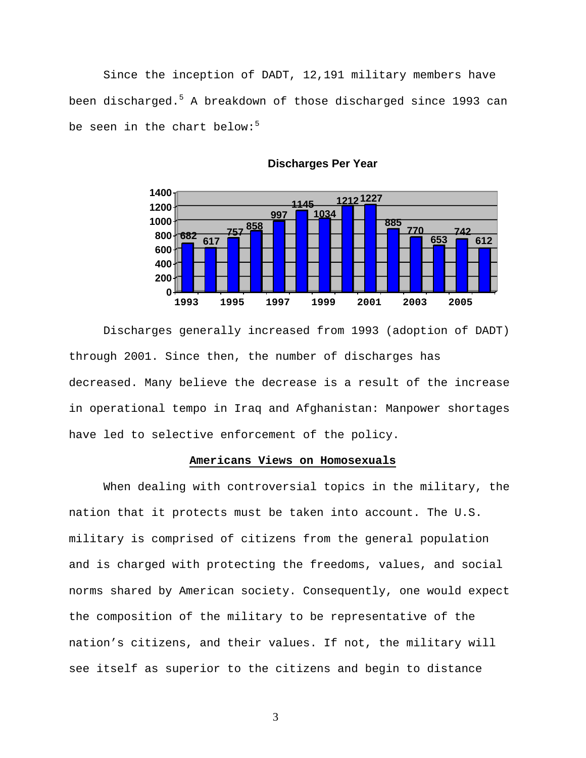Since the inception of DADT, 12,191 military members have been discharged.[5] A breakdown of those discharged since 1993 can be seen in the chart below:[5]

**Discharges Per Year**

| Year | Discharges |
|---|---|
| 1993 | 682 |
| 1994 | 617 |
| 1995 | 757 |
| 1996 | 858 |
| 1997 | 997 |
| 1998 | 1145 |
| 1999 | 1034 |
| 2000 | 1212 |
| 2001 | 1227 |
| 2002 | 885 |
| 2003 | 770 |
| 2004 | 653 |
| 2005 | 742 |
| 2006 | 612 |

Discharges generally increased from 1993 (adoption of DADT) through 2001. Since then, the number of discharges has decreased. Many believe the decrease is a result of the increase in operational tempo in Iraq and Afghanistan: Manpower shortages have led to selective enforcement of the policy.

## Americans Views on Homosexuals

When dealing with controversial topics in the military, the nation that it protects must be taken into account. The U.S. military is comprised of citizens from the general population and is charged with protecting the freedoms, values, and social norms shared by American society. Consequently, one would expect the composition of the military to be representative of the nation's citizens, and their values. If not, the military will see itself as superior to the citizens and begin to distance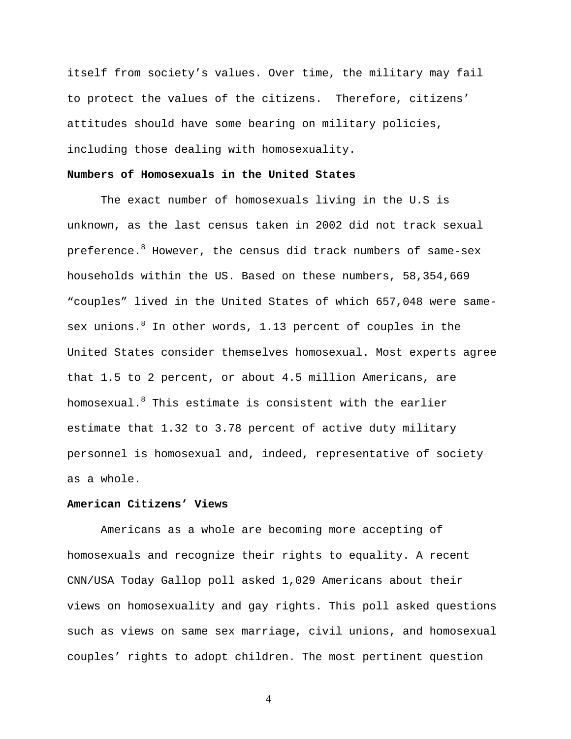itself from society's values. Over time, the military may fail to protect the values of the citizens. Therefore, citizens' attitudes should have some bearing on military policies, including those dealing with homosexuality.

**Numbers of Homosexuals in the United States**

The exact number of homosexuals living in the U.S is unknown, as the last census taken in 2002 did not track sexual preference.[8] However, the census did track numbers of same-sex households within the US. Based on these numbers, 58,354,669 "couples" lived in the United States of which 657,048 were same-sex unions.[8] In other words, 1.13 percent of couples in the United States consider themselves homosexual. Most experts agree that 1.5 to 2 percent, or about 4.5 million Americans, are homosexual.[8] This estimate is consistent with the earlier estimate that 1.32 to 3.78 percent of active duty military personnel is homosexual and, indeed, representative of society as a whole.

**American Citizens' Views**

Americans as a whole are becoming more accepting of homosexuals and recognize their rights to equality. A recent CNN/USA Today Gallop poll asked 1,029 Americans about their views on homosexuality and gay rights. This poll asked questions such as views on same sex marriage, civil unions, and homosexual couples' rights to adopt children. The most pertinent question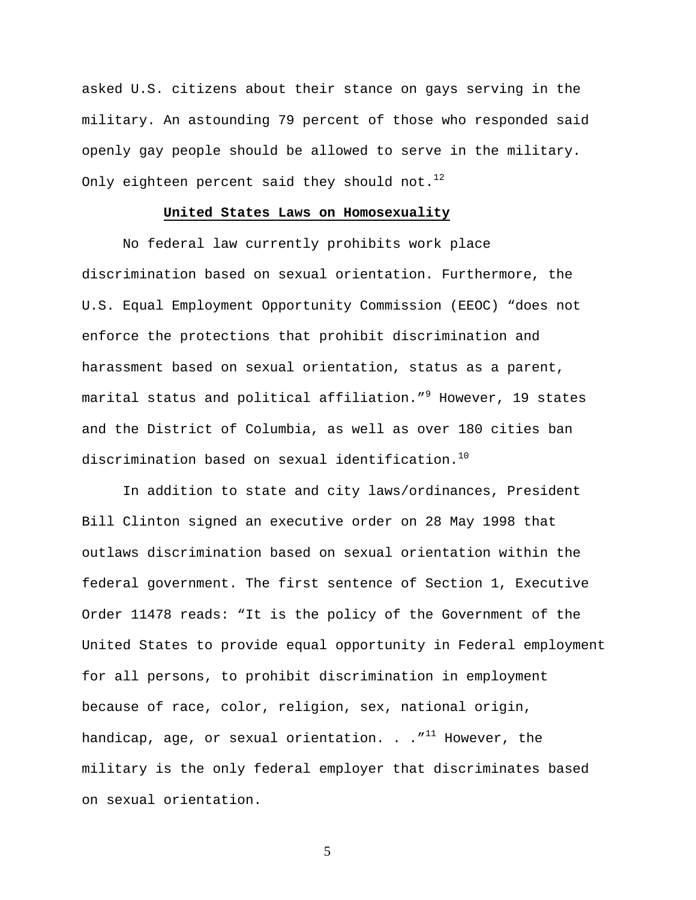asked U.S. citizens about their stance on gays serving in the military. An astounding 79 percent of those who responded said openly gay people should be allowed to serve in the military. Only eighteen percent said they should not.[12]

## **United States Laws on Homosexuality**

No federal law currently prohibits work place discrimination based on sexual orientation. Furthermore, the U.S. Equal Employment Opportunity Commission (EEOC) "does not enforce the protections that prohibit discrimination and harassment based on sexual orientation, status as a parent, marital status and political affiliation."[9] However, 19 states and the District of Columbia, as well as over 180 cities ban discrimination based on sexual identification.[10]

In addition to state and city laws/ordinances, President Bill Clinton signed an executive order on 28 May 1998 that outlaws discrimination based on sexual orientation within the federal government. The first sentence of Section 1, Executive Order 11478 reads: "It is the policy of the Government of the United States to provide equal opportunity in Federal employment for all persons, to prohibit discrimination in employment because of race, color, religion, sex, national origin, handicap, age, or sexual orientation. . ."[11] However, the military is the only federal employer that discriminates based on sexual orientation.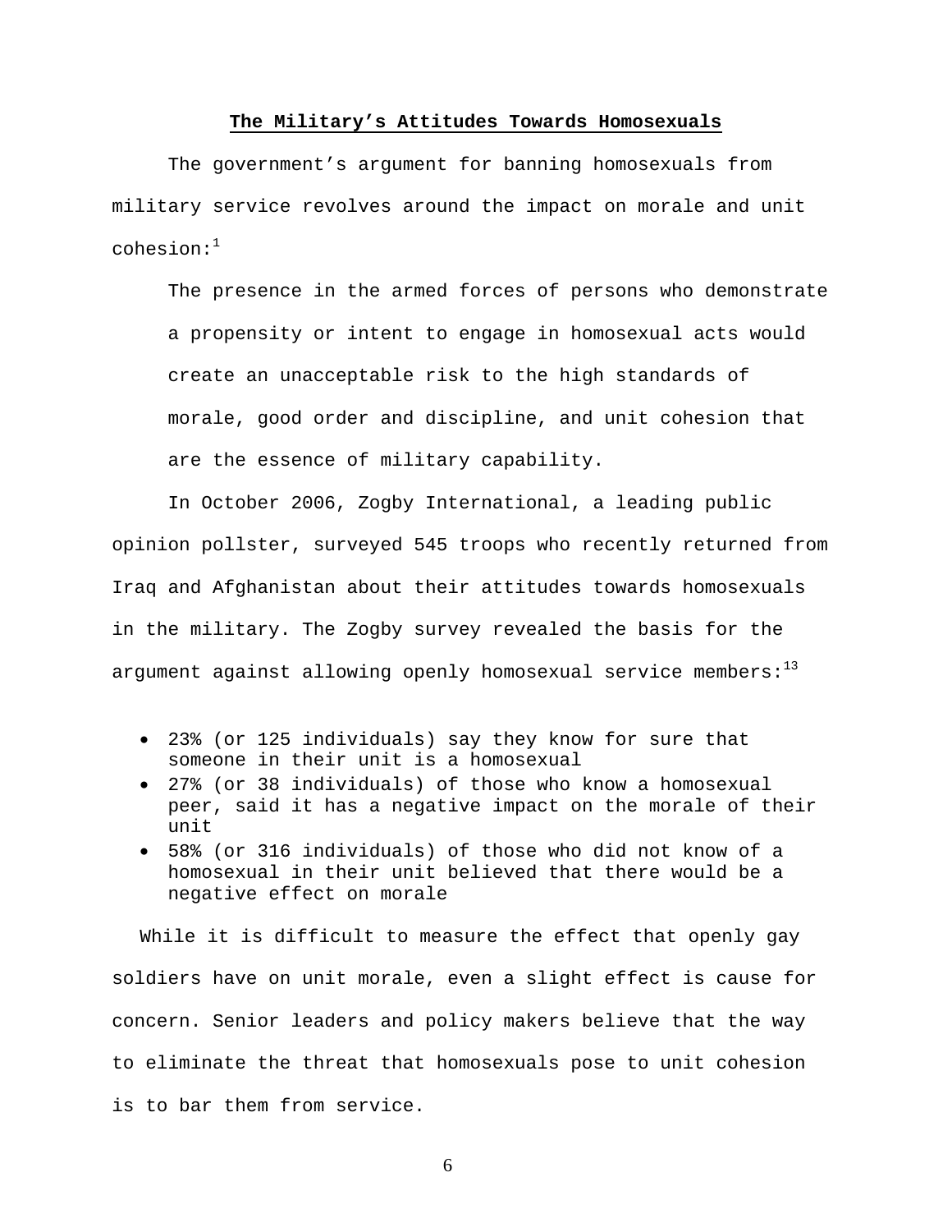## The Military's Attitudes Towards Homosexuals

The government's argument for banning homosexuals from military service revolves around the impact on morale and unit cohesion:[1]

> The presence in the armed forces of persons who demonstrate a propensity or intent to engage in homosexual acts would create an unacceptable risk to the high standards of morale, good order and discipline, and unit cohesion that are the essence of military capability.

In October 2006, Zogby International, a leading public opinion pollster, surveyed 545 troops who recently returned from Iraq and Afghanistan about their attitudes towards homosexuals in the military. The Zogby survey revealed the basis for the argument against allowing openly homosexual service members:[13]

- 23% (or 125 individuals) say they know for sure that someone in their unit is a homosexual
- 27% (or 38 individuals) of those who know a homosexual peer, said it has a negative impact on the morale of their unit
- 58% (or 316 individuals) of those who did not know of a homosexual in their unit believed that there would be a negative effect on morale

While it is difficult to measure the effect that openly gay soldiers have on unit morale, even a slight effect is cause for concern. Senior leaders and policy makers believe that the way to eliminate the threat that homosexuals pose to unit cohesion is to bar them from service.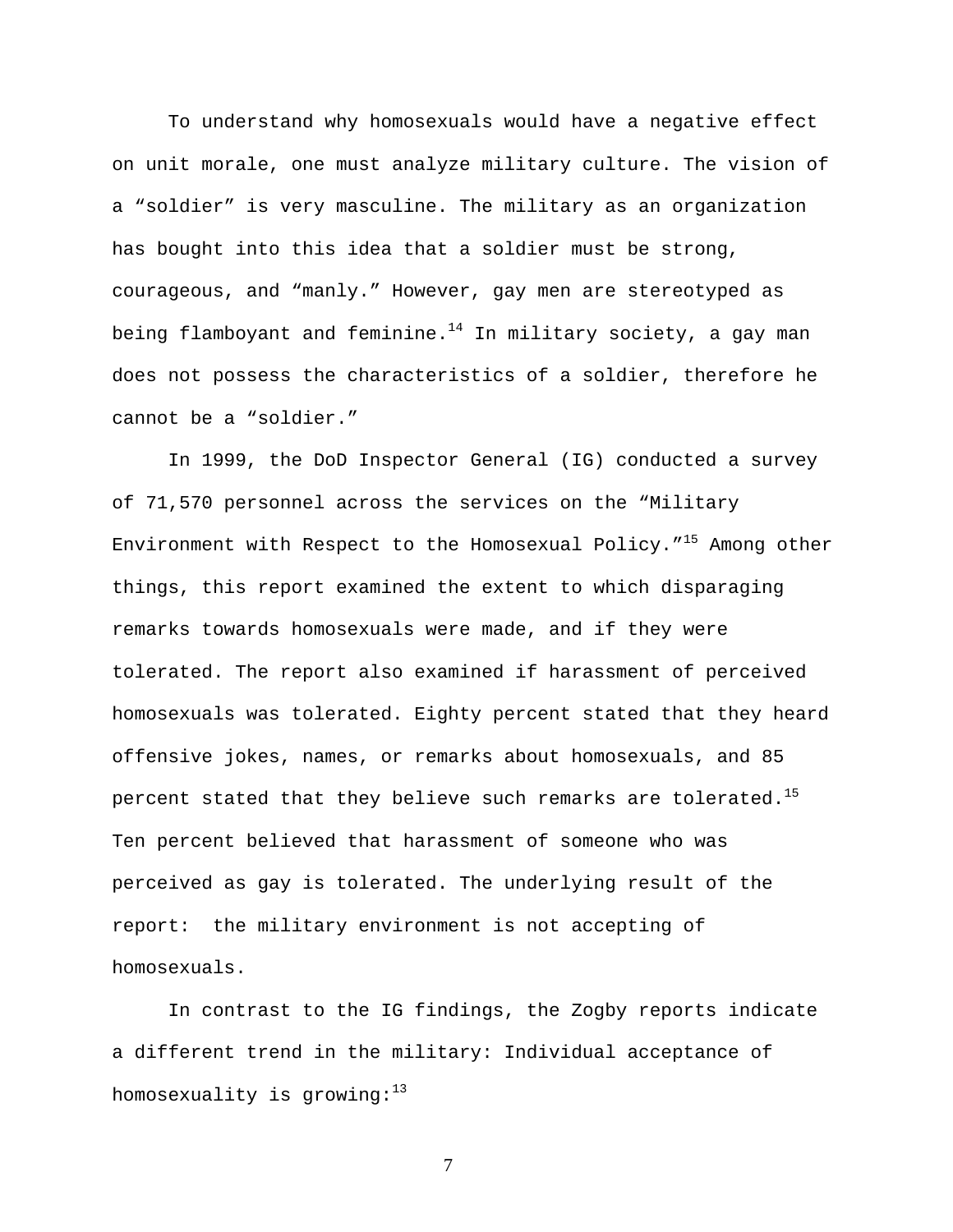To understand why homosexuals would have a negative effect on unit morale, one must analyze military culture. The vision of a “soldier” is very masculine. The military as an organization has bought into this idea that a soldier must be strong, courageous, and “manly.” However, gay men are stereotyped as being flamboyant and feminine.[14] In military society, a gay man does not possess the characteristics of a soldier, therefore he cannot be a “soldier.”

In 1999, the DoD Inspector General (IG) conducted a survey of 71,570 personnel across the services on the “Military Environment with Respect to the Homosexual Policy.”[15] Among other things, this report examined the extent to which disparaging remarks towards homosexuals were made, and if they were tolerated. The report also examined if harassment of perceived homosexuals was tolerated. Eighty percent stated that they heard offensive jokes, names, or remarks about homosexuals, and 85 percent stated that they believe such remarks are tolerated.[15] Ten percent believed that harassment of someone who was perceived as gay is tolerated. The underlying result of the report: the military environment is not accepting of homosexuals.

In contrast to the IG findings, the Zogby reports indicate a different trend in the military: Individual acceptance of homosexuality is growing:[13]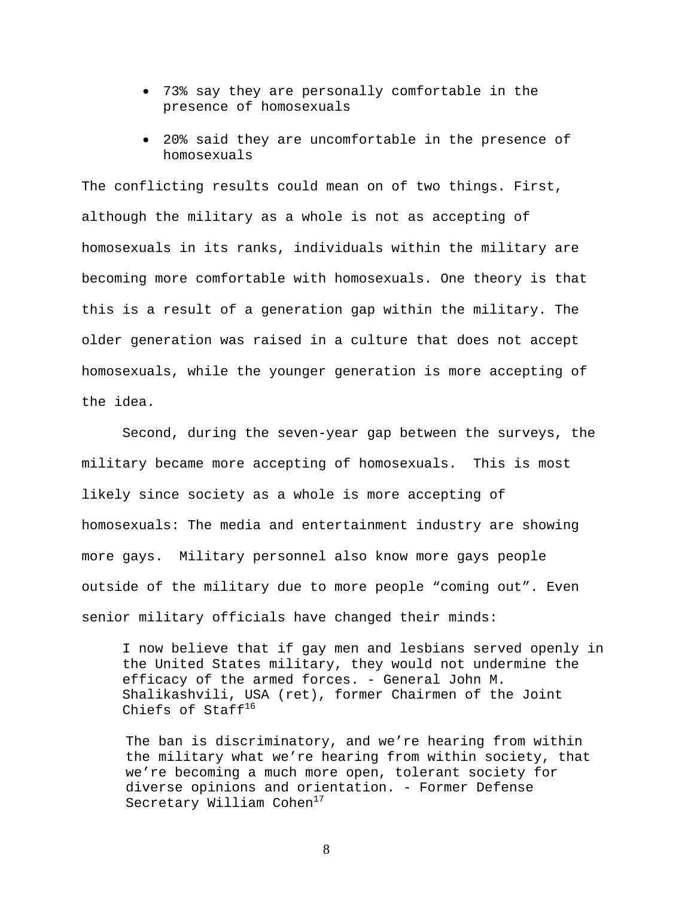- 73% say they are personally comfortable in the presence of homosexuals

- 20% said they are uncomfortable in the presence of homosexuals

The conflicting results could mean on of two things. First, although the military as a whole is not as accepting of homosexuals in its ranks, individuals within the military are becoming more comfortable with homosexuals. One theory is that this is a result of a generation gap within the military. The older generation was raised in a culture that does not accept homosexuals, while the younger generation is more accepting of the idea.

Second, during the seven-year gap between the surveys, the military became more accepting of homosexuals. This is most likely since society as a whole is more accepting of homosexuals: The media and entertainment industry are showing more gays. Military personnel also know more gays people outside of the military due to more people "coming out". Even senior military officials have changed their minds:

> I now believe that if gay men and lesbians served openly in the United States military, they would not undermine the efficacy of the armed forces. - General John M. Shalikashvili, USA (ret), former Chairmen of the Joint Chiefs of Staff[16]

> The ban is discriminatory, and we're hearing from within the military what we're hearing from within society, that we're becoming a much more open, tolerant society for diverse opinions and orientation. - Former Defense Secretary William Cohen[17]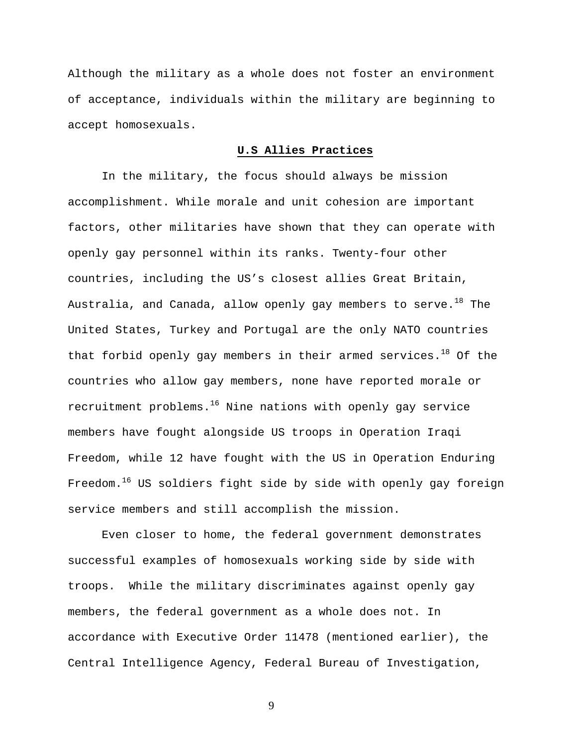Although the military as a whole does not foster an environment of acceptance, individuals within the military are beginning to accept homosexuals.

## U.S Allies Practices

In the military, the focus should always be mission accomplishment. While morale and unit cohesion are important factors, other militaries have shown that they can operate with openly gay personnel within its ranks. Twenty-four other countries, including the US's closest allies Great Britain, Australia, and Canada, allow openly gay members to serve.[18] The United States, Turkey and Portugal are the only NATO countries that forbid openly gay members in their armed services.[18] Of the countries who allow gay members, none have reported morale or recruitment problems.[16] Nine nations with openly gay service members have fought alongside US troops in Operation Iraqi Freedom, while 12 have fought with the US in Operation Enduring Freedom.[16] US soldiers fight side by side with openly gay foreign service members and still accomplish the mission.

Even closer to home, the federal government demonstrates successful examples of homosexuals working side by side with troops. While the military discriminates against openly gay members, the federal government as a whole does not. In accordance with Executive Order 11478 (mentioned earlier), the Central Intelligence Agency, Federal Bureau of Investigation,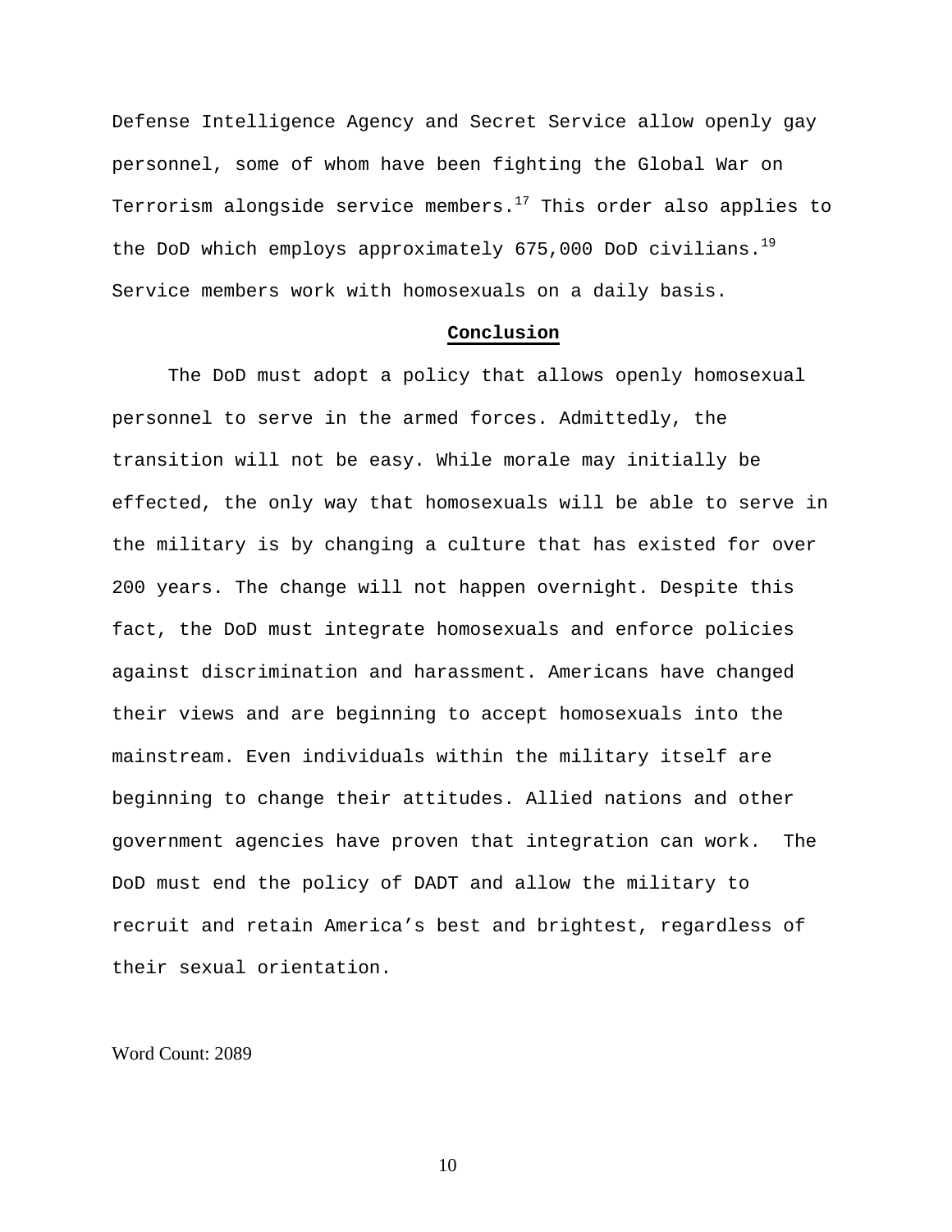Defense Intelligence Agency and Secret Service allow openly gay personnel, some of whom have been fighting the Global War on Terrorism alongside service members.[17] This order also applies to the DoD which employs approximately 675,000 DoD civilians.[19] Service members work with homosexuals on a daily basis.

## Conclusion

The DoD must adopt a policy that allows openly homosexual personnel to serve in the armed forces. Admittedly, the transition will not be easy. While morale may initially be effected, the only way that homosexuals will be able to serve in the military is by changing a culture that has existed for over 200 years. The change will not happen overnight. Despite this fact, the DoD must integrate homosexuals and enforce policies against discrimination and harassment. Americans have changed their views and are beginning to accept homosexuals into the mainstream. Even individuals within the military itself are beginning to change their attitudes. Allied nations and other government agencies have proven that integration can work. The DoD must end the policy of DADT and allow the military to recruit and retain America's best and brightest, regardless of their sexual orientation.

Word Count: 2089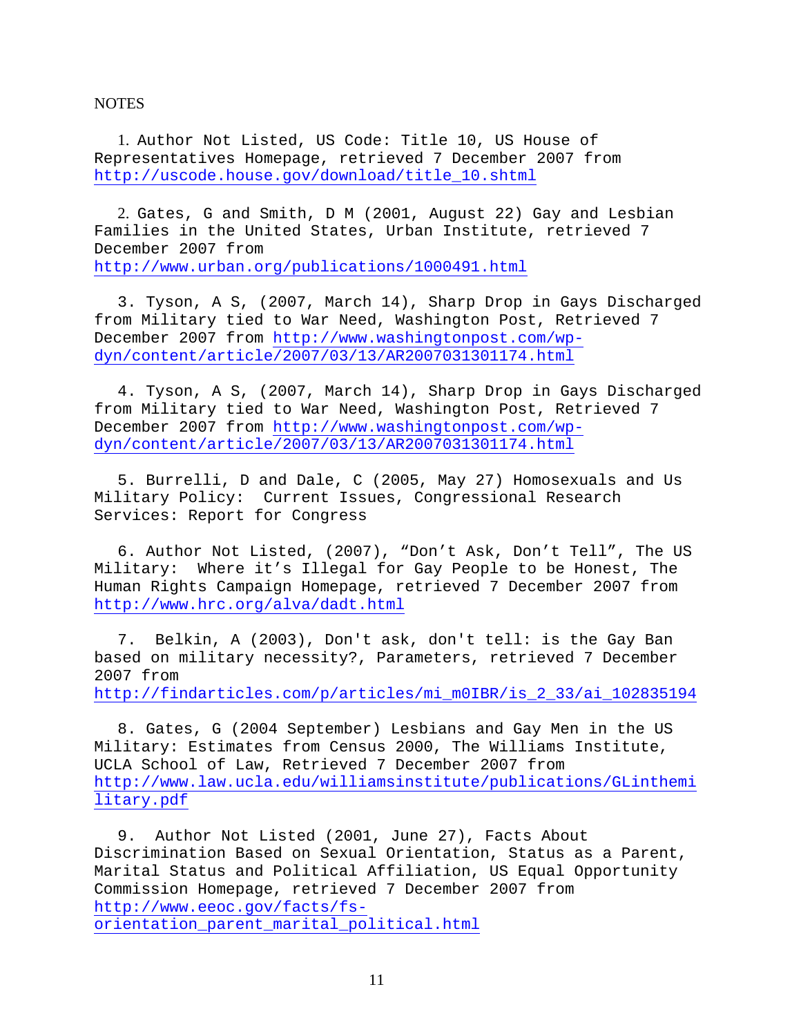NOTES

1. Author Not Listed, US Code: Title 10, US House of Representatives Homepage, retrieved 7 December 2007 from http://uscode.house.gov/download/title_10.shtml

2. Gates, G and Smith, D M (2001, August 22) Gay and Lesbian Families in the United States, Urban Institute, retrieved 7 December 2007 from http://www.urban.org/publications/1000491.html

3. Tyson, A S, (2007, March 14), Sharp Drop in Gays Discharged from Military tied to War Need, Washington Post, Retrieved 7 December 2007 from http://www.washingtonpost.com/wp-dyn/content/article/2007/03/13/AR2007031301174.html

4. Tyson, A S, (2007, March 14), Sharp Drop in Gays Discharged from Military tied to War Need, Washington Post, Retrieved 7 December 2007 from http://www.washingtonpost.com/wp-dyn/content/article/2007/03/13/AR2007031301174.html

5. Burrelli, D and Dale, C (2005, May 27) Homosexuals and Us Military Policy: Current Issues, Congressional Research Services: Report for Congress

6. Author Not Listed, (2007), "Don't Ask, Don't Tell", The US Military: Where it's Illegal for Gay People to be Honest, The Human Rights Campaign Homepage, retrieved 7 December 2007 from http://www.hrc.org/alva/dadt.html

7. Belkin, A (2003), Don't ask, don't tell: is the Gay Ban based on military necessity?, Parameters, retrieved 7 December 2007 from http://findarticles.com/p/articles/mi_m0IBR/is_2_33/ai_102835194

8. Gates, G (2004 September) Lesbians and Gay Men in the US Military: Estimates from Census 2000, The Williams Institute, UCLA School of Law, Retrieved 7 December 2007 from http://www.law.ucla.edu/williamsinstitute/publications/GLinthemilitary.pdf

9. Author Not Listed (2001, June 27), Facts About Discrimination Based on Sexual Orientation, Status as a Parent, Marital Status and Political Affiliation, US Equal Opportunity Commission Homepage, retrieved 7 December 2007 from http://www.eeoc.gov/facts/fs-orientation_parent_marital_political.html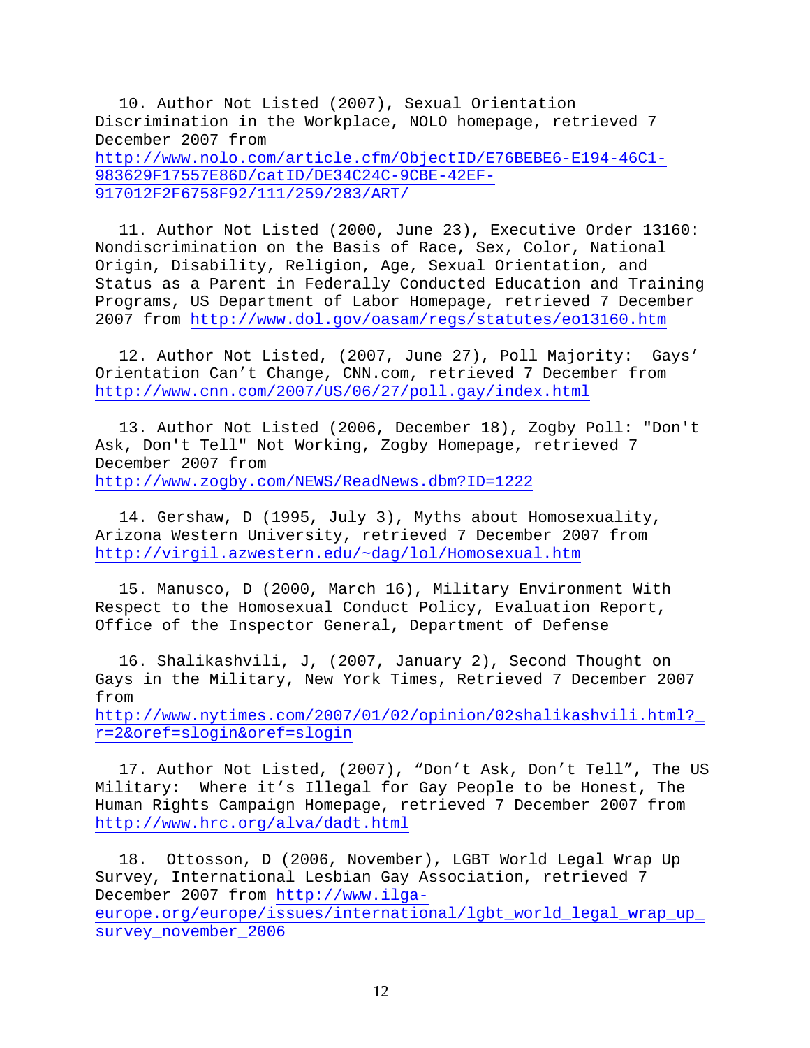10. Author Not Listed (2007), Sexual Orientation Discrimination in the Workplace, NOLO homepage, retrieved 7 December 2007 from http://www.nolo.com/article.cfm/ObjectID/E76BEBE6-E194-46C1-983629F17557E86D/catID/DE34C24C-9CBE-42EF-917012F2F6758F92/111/259/283/ART/

11. Author Not Listed (2000, June 23), Executive Order 13160: Nondiscrimination on the Basis of Race, Sex, Color, National Origin, Disability, Religion, Age, Sexual Orientation, and Status as a Parent in Federally Conducted Education and Training Programs, US Department of Labor Homepage, retrieved 7 December 2007 from http://www.dol.gov/oasam/regs/statutes/eo13160.htm

12. Author Not Listed, (2007, June 27), Poll Majority: Gays' Orientation Can't Change, CNN.com, retrieved 7 December from http://www.cnn.com/2007/US/06/27/poll.gay/index.html

13. Author Not Listed (2006, December 18), Zogby Poll: "Don't Ask, Don't Tell" Not Working, Zogby Homepage, retrieved 7 December 2007 from http://www.zogby.com/NEWS/ReadNews.dbm?ID=1222

14. Gershaw, D (1995, July 3), Myths about Homosexuality, Arizona Western University, retrieved 7 December 2007 from http://virgil.azwestern.edu/~dag/lol/Homosexual.htm

15. Manusco, D (2000, March 16), Military Environment With Respect to the Homosexual Conduct Policy, Evaluation Report, Office of the Inspector General, Department of Defense

16. Shalikashvili, J, (2007, January 2), Second Thought on Gays in the Military, New York Times, Retrieved 7 December 2007 from http://www.nytimes.com/2007/01/02/opinion/02shalikashvili.html?_r=2&oref=slogin&oref=slogin

17. Author Not Listed, (2007), "Don't Ask, Don't Tell", The US Military: Where it's Illegal for Gay People to be Honest, The Human Rights Campaign Homepage, retrieved 7 December 2007 from http://www.hrc.org/alva/dadt.html

18. Ottosson, D (2006, November), LGBT World Legal Wrap Up Survey, International Lesbian Gay Association, retrieved 7 December 2007 from http://www.ilga-europe.org/europe/issues/international/lgbt_world_legal_wrap_up_survey_november_2006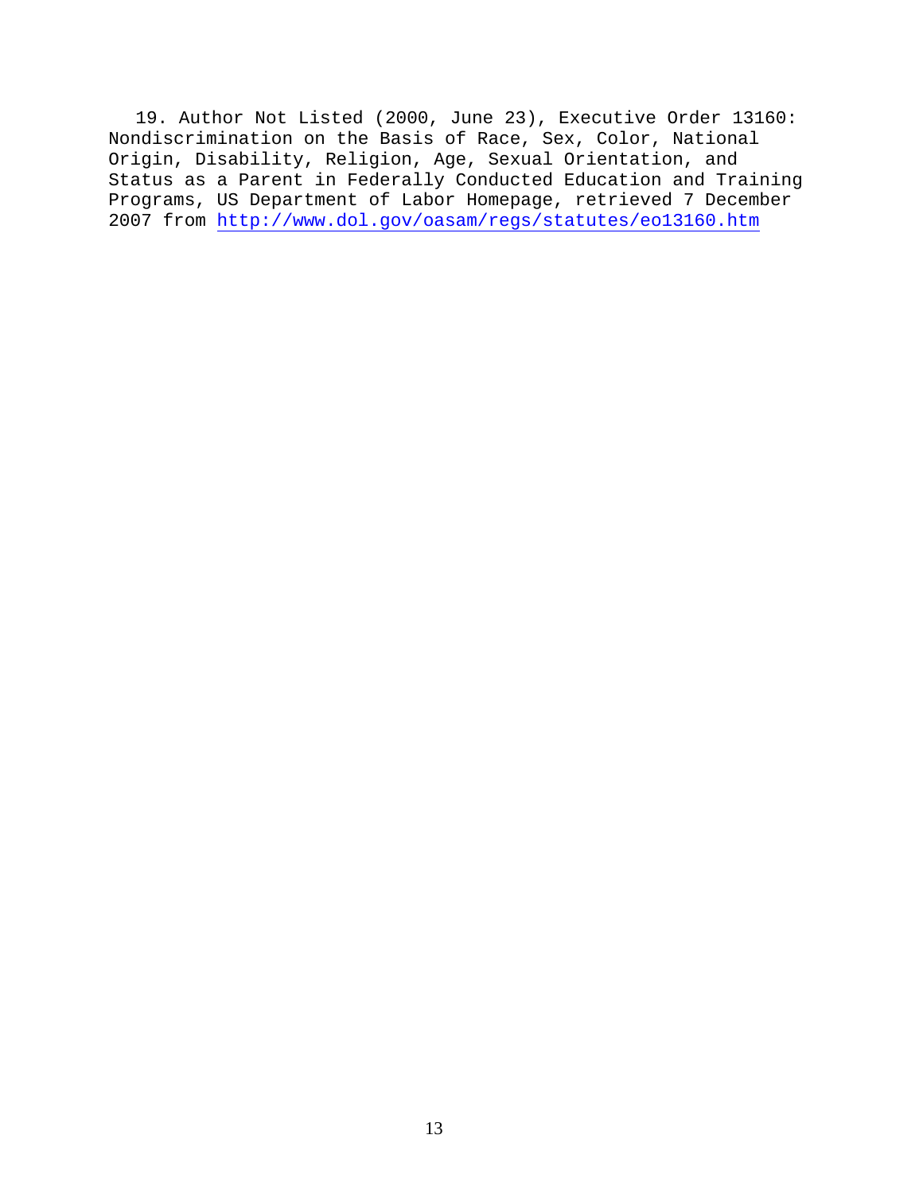19. Author Not Listed (2000, June 23), Executive Order 13160: Nondiscrimination on the Basis of Race, Sex, Color, National Origin, Disability, Religion, Age, Sexual Orientation, and Status as a Parent in Federally Conducted Education and Training Programs, US Department of Labor Homepage, retrieved 7 December 2007 from http://www.dol.gov/oasam/regs/statutes/eo13160.htm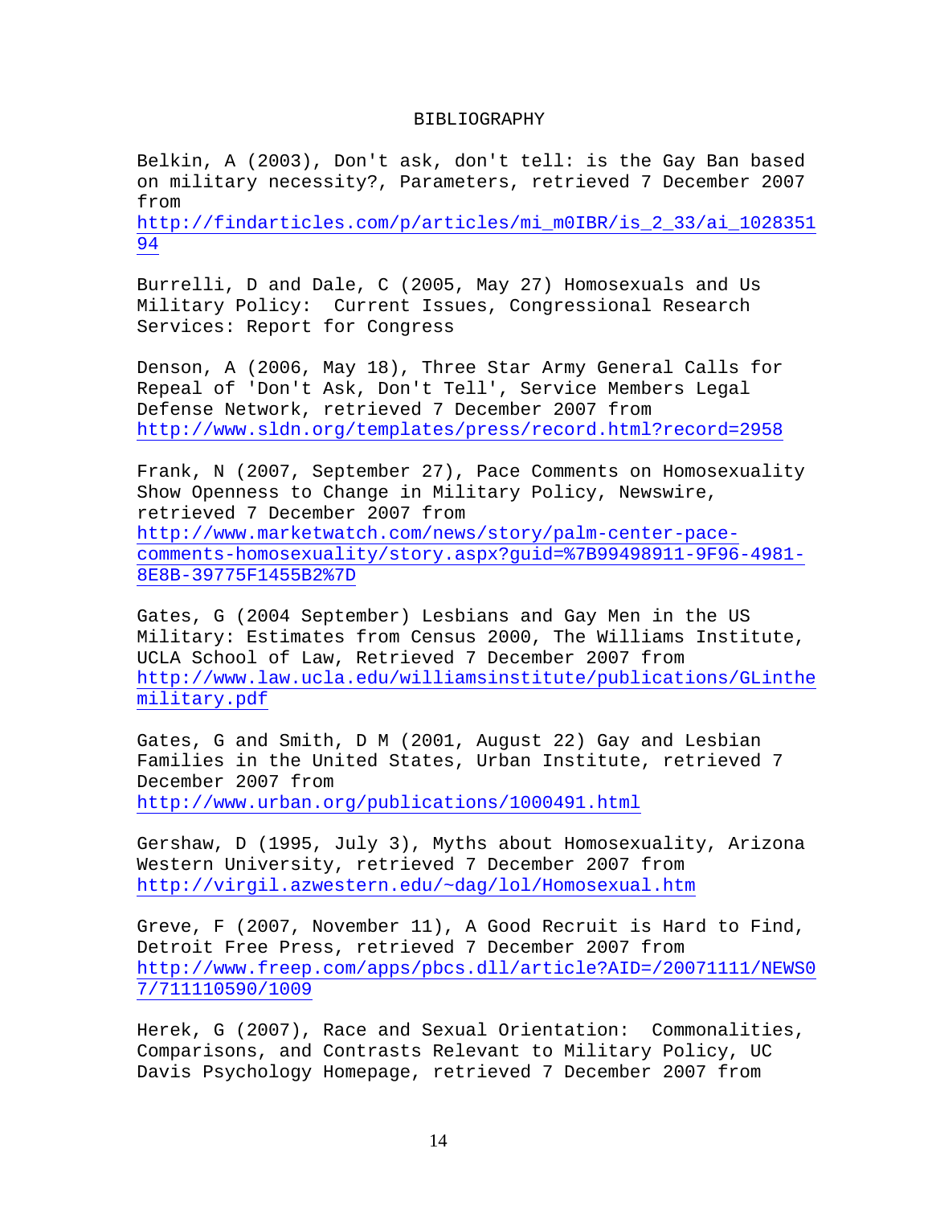# BIBLIOGRAPHY

Belkin, A (2003), Don't ask, don't tell: is the Gay Ban based on military necessity?, Parameters, retrieved 7 December 2007 from http://findarticles.com/p/articles/mi_m0IBR/is_2_33/ai_102835194

Burrelli, D and Dale, C (2005, May 27) Homosexuals and Us Military Policy: Current Issues, Congressional Research Services: Report for Congress

Denson, A (2006, May 18), Three Star Army General Calls for Repeal of 'Don't Ask, Don't Tell', Service Members Legal Defense Network, retrieved 7 December 2007 from http://www.sldn.org/templates/press/record.html?record=2958

Frank, N (2007, September 27), Pace Comments on Homosexuality Show Openness to Change in Military Policy, Newswire, retrieved 7 December 2007 from http://www.marketwatch.com/news/story/palm-center-pace-comments-homosexuality/story.aspx?guid=%7B99498911-9F96-4981-8E8B-39775F1455B2%7D

Gates, G (2004 September) Lesbians and Gay Men in the US Military: Estimates from Census 2000, The Williams Institute, UCLA School of Law, Retrieved 7 December 2007 from http://www.law.ucla.edu/williamsinstitute/publications/GLinthemilitary.pdf

Gates, G and Smith, D M (2001, August 22) Gay and Lesbian Families in the United States, Urban Institute, retrieved 7 December 2007 from http://www.urban.org/publications/1000491.html

Gershaw, D (1995, July 3), Myths about Homosexuality, Arizona Western University, retrieved 7 December 2007 from http://virgil.azwestern.edu/~dag/lol/Homosexual.htm

Greve, F (2007, November 11), A Good Recruit is Hard to Find, Detroit Free Press, retrieved 7 December 2007 from http://www.freep.com/apps/pbcs.dll/article?AID=/20071111/NEWS07/711110590/1009

Herek, G (2007), Race and Sexual Orientation: Commonalities, Comparisons, and Contrasts Relevant to Military Policy, UC Davis Psychology Homepage, retrieved 7 December 2007 from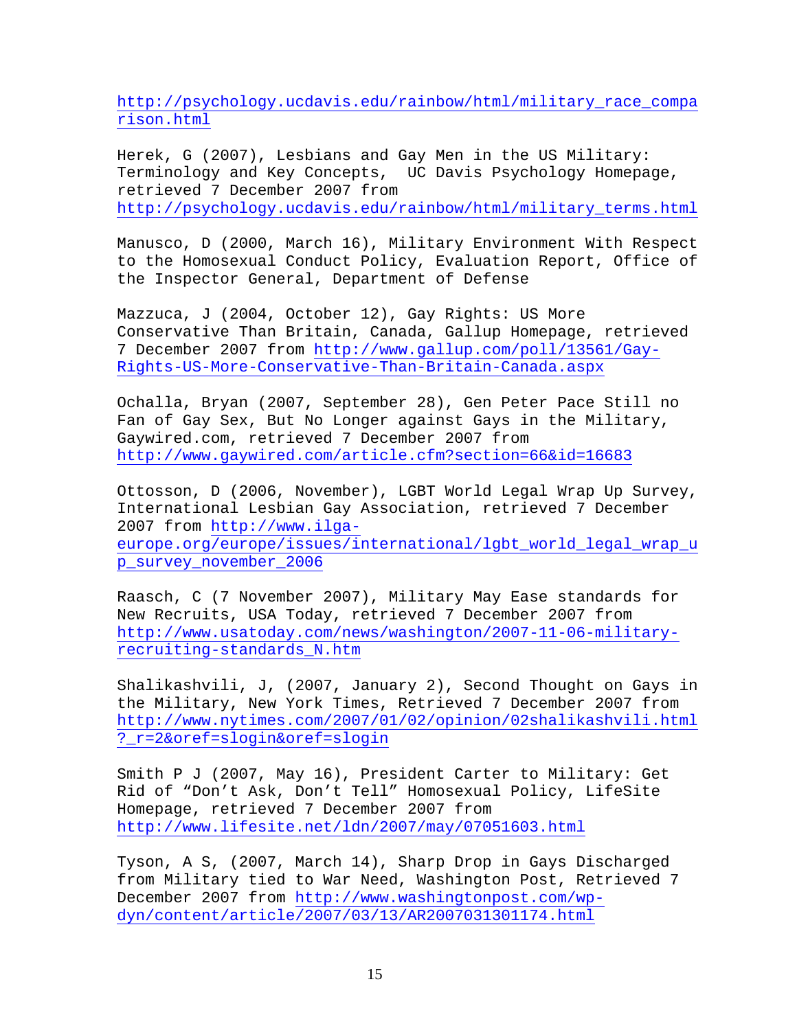http://psychology.ucdavis.edu/rainbow/html/military_race_comparison.html

Herek, G (2007), Lesbians and Gay Men in the US Military: Terminology and Key Concepts, UC Davis Psychology Homepage, retrieved 7 December 2007 from http://psychology.ucdavis.edu/rainbow/html/military_terms.html

Manusco, D (2000, March 16), Military Environment With Respect to the Homosexual Conduct Policy, Evaluation Report, Office of the Inspector General, Department of Defense

Mazzuca, J (2004, October 12), Gay Rights: US More Conservative Than Britain, Canada, Gallup Homepage, retrieved 7 December 2007 from http://www.gallup.com/poll/13561/Gay-Rights-US-More-Conservative-Than-Britain-Canada.aspx

Ochalla, Bryan (2007, September 28), Gen Peter Pace Still no Fan of Gay Sex, But No Longer against Gays in the Military, Gaywired.com, retrieved 7 December 2007 from http://www.gaywired.com/article.cfm?section=66&id=16683

Ottosson, D (2006, November), LGBT World Legal Wrap Up Survey, International Lesbian Gay Association, retrieved 7 December 2007 from http://www.ilga-europe.org/europe/issues/international/lgbt_world_legal_wrap_up_survey_november_2006

Raasch, C (7 November 2007), Military May Ease standards for New Recruits, USA Today, retrieved 7 December 2007 from http://www.usatoday.com/news/washington/2007-11-06-military-recruiting-standards_N.htm

Shalikashvili, J, (2007, January 2), Second Thought on Gays in the Military, New York Times, Retrieved 7 December 2007 from http://www.nytimes.com/2007/01/02/opinion/02shalikashvili.html?_r=2&oref=slogin&oref=slogin

Smith P J (2007, May 16), President Carter to Military: Get Rid of "Don't Ask, Don't Tell" Homosexual Policy, LifeSite Homepage, retrieved 7 December 2007 from http://www.lifesite.net/ldn/2007/may/07051603.html

Tyson, A S, (2007, March 14), Sharp Drop in Gays Discharged from Military tied to War Need, Washington Post, Retrieved 7 December 2007 from http://www.washingtonpost.com/wp-dyn/content/article/2007/03/13/AR2007031301174.html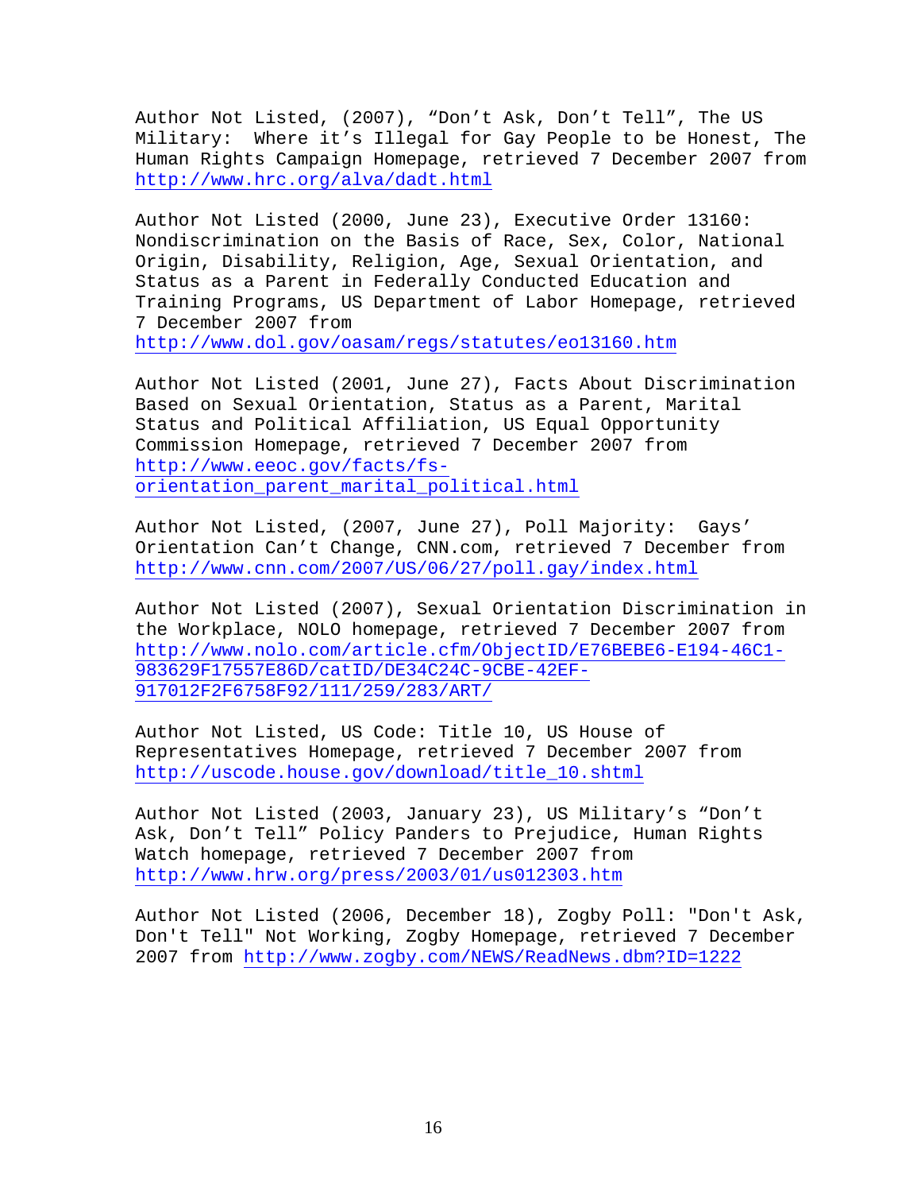Author Not Listed, (2007), "Don't Ask, Don't Tell", The US Military: Where it's Illegal for Gay People to be Honest, The Human Rights Campaign Homepage, retrieved 7 December 2007 from http://www.hrc.org/alva/dadt.html

Author Not Listed (2000, June 23), Executive Order 13160: Nondiscrimination on the Basis of Race, Sex, Color, National Origin, Disability, Religion, Age, Sexual Orientation, and Status as a Parent in Federally Conducted Education and Training Programs, US Department of Labor Homepage, retrieved 7 December 2007 from http://www.dol.gov/oasam/regs/statutes/eo13160.htm

Author Not Listed (2001, June 27), Facts About Discrimination Based on Sexual Orientation, Status as a Parent, Marital Status and Political Affiliation, US Equal Opportunity Commission Homepage, retrieved 7 December 2007 from http://www.eeoc.gov/facts/fs-orientation_parent_marital_political.html

Author Not Listed, (2007, June 27), Poll Majority: Gays' Orientation Can't Change, CNN.com, retrieved 7 December from http://www.cnn.com/2007/US/06/27/poll.gay/index.html

Author Not Listed (2007), Sexual Orientation Discrimination in the Workplace, NOLO homepage, retrieved 7 December 2007 from http://www.nolo.com/article.cfm/ObjectID/E76BEBE6-E194-46C1-983629F17557E86D/catID/DE34C24C-9CBE-42EF-917012F2F6758F92/111/259/283/ART/

Author Not Listed, US Code: Title 10, US House of Representatives Homepage, retrieved 7 December 2007 from http://uscode.house.gov/download/title_10.shtml

Author Not Listed (2003, January 23), US Military's "Don't Ask, Don't Tell" Policy Panders to Prejudice, Human Rights Watch homepage, retrieved 7 December 2007 from http://www.hrw.org/press/2003/01/us012303.htm

Author Not Listed (2006, December 18), Zogby Poll: "Don't Ask, Don't Tell" Not Working, Zogby Homepage, retrieved 7 December 2007 from http://www.zogby.com/NEWS/ReadNews.dbm?ID=1222